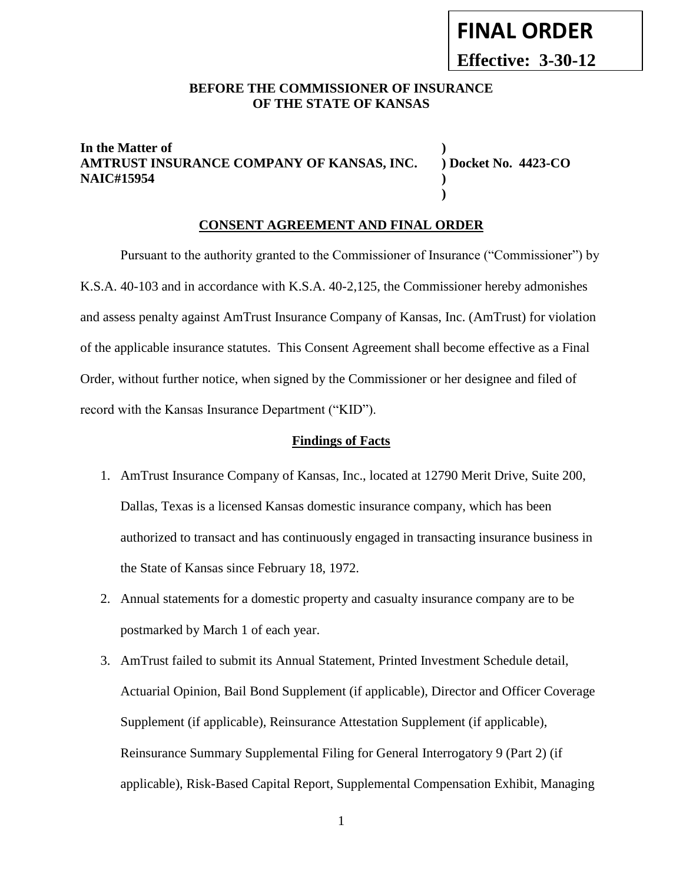**FINAL ORDER**

**Effective: 3-30-12**

**BEFORE THE COMMISSIONER OF INSURANCE OF THE STATE OF KANSAS**

**In the Matter of**
**AMTRUST INSURANCE COMPANY OF KANSAS, INC.** ) **Docket No. 4423-CO**
**NAIC#15954**

## CONSENT AGREEMENT AND FINAL ORDER

Pursuant to the authority granted to the Commissioner of Insurance ("Commissioner") by K.S.A. 40-103 and in accordance with K.S.A. 40-2,125, the Commissioner hereby admonishes and assess penalty against AmTrust Insurance Company of Kansas, Inc. (AmTrust) for violation of the applicable insurance statutes. This Consent Agreement shall become effective as a Final Order, without further notice, when signed by the Commissioner or her designee and filed of record with the Kansas Insurance Department ("KID").

### Findings of Facts

1. AmTrust Insurance Company of Kansas, Inc., located at 12790 Merit Drive, Suite 200, Dallas, Texas is a licensed Kansas domestic insurance company, which has been authorized to transact and has continuously engaged in transacting insurance business in the State of Kansas since February 18, 1972.
2. Annual statements for a domestic property and casualty insurance company are to be postmarked by March 1 of each year.
3. AmTrust failed to submit its Annual Statement, Printed Investment Schedule detail, Actuarial Opinion, Bail Bond Supplement (if applicable), Director and Officer Coverage Supplement (if applicable), Reinsurance Attestation Supplement (if applicable), Reinsurance Summary Supplemental Filing for General Interrogatory 9 (Part 2) (if applicable), Risk-Based Capital Report, Supplemental Compensation Exhibit, Managing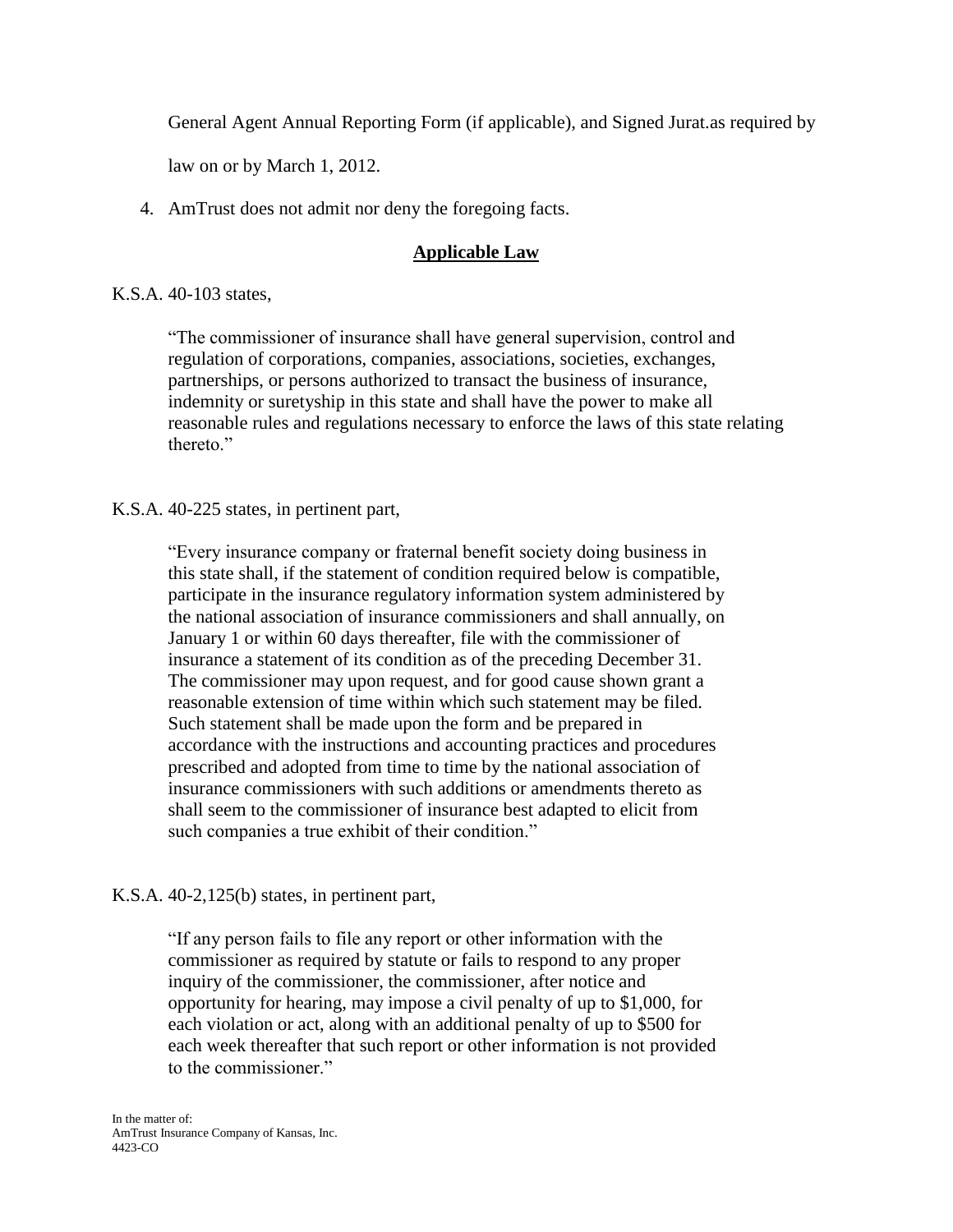General Agent Annual Reporting Form (if applicable), and Signed Jurat.as required by law on or by March 1, 2012.

4. AmTrust does not admit nor deny the foregoing facts.

## **Applicable Law**

K.S.A. 40-103 states,

> "The commissioner of insurance shall have general supervision, control and regulation of corporations, companies, associations, societies, exchanges, partnerships, or persons authorized to transact the business of insurance, indemnity or suretyship in this state and shall have the power to make all reasonable rules and regulations necessary to enforce the laws of this state relating thereto."

K.S.A. 40-225 states, in pertinent part,

> "Every insurance company or fraternal benefit society doing business in this state shall, if the statement of condition required below is compatible, participate in the insurance regulatory information system administered by the national association of insurance commissioners and shall annually, on January 1 or within 60 days thereafter, file with the commissioner of insurance a statement of its condition as of the preceding December 31. The commissioner may upon request, and for good cause shown grant a reasonable extension of time within which such statement may be filed. Such statement shall be made upon the form and be prepared in accordance with the instructions and accounting practices and procedures prescribed and adopted from time to time by the national association of insurance commissioners with such additions or amendments thereto as shall seem to the commissioner of insurance best adapted to elicit from such companies a true exhibit of their condition."

K.S.A. 40-2,125(b) states, in pertinent part,

> "If any person fails to file any report or other information with the commissioner as required by statute or fails to respond to any proper inquiry of the commissioner, the commissioner, after notice and opportunity for hearing, may impose a civil penalty of up to $1,000, for each violation or act, along with an additional penalty of up to $500 for each week thereafter that such report or other information is not provided to the commissioner."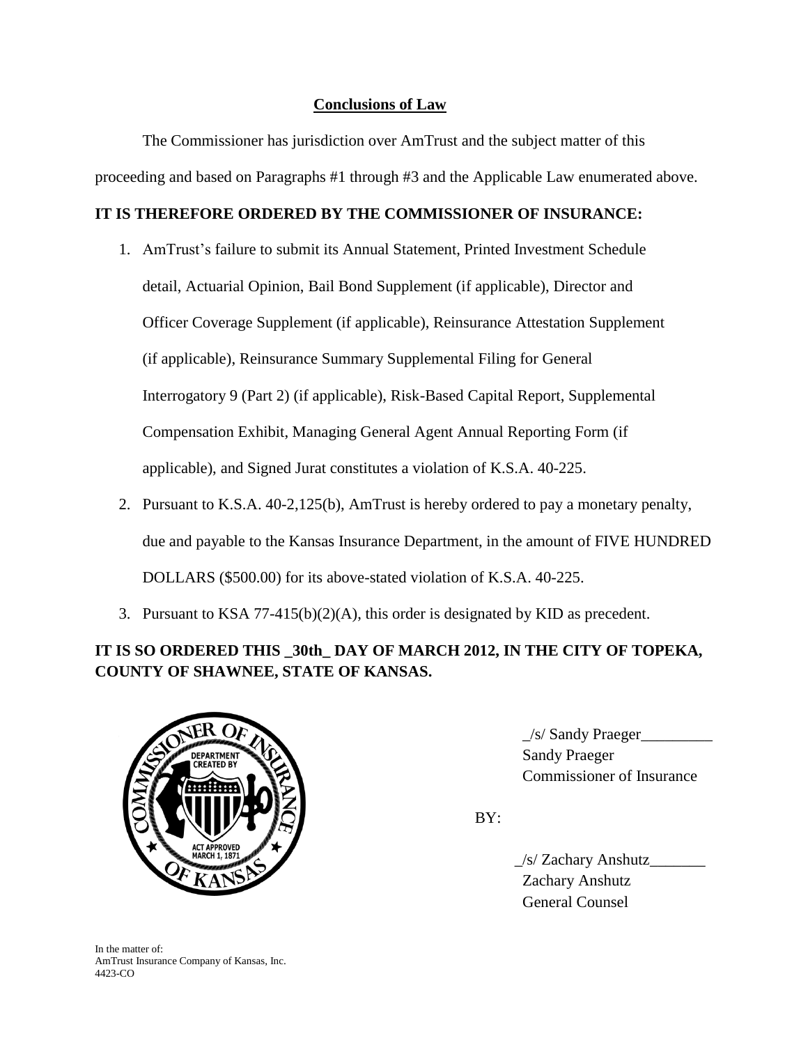## Conclusions of Law

The Commissioner has jurisdiction over AmTrust and the subject matter of this proceeding and based on Paragraphs #1 through #3 and the Applicable Law enumerated above.

**IT IS THEREFORE ORDERED BY THE COMMISSIONER OF INSURANCE:**

1. AmTrust's failure to submit its Annual Statement, Printed Investment Schedule detail, Actuarial Opinion, Bail Bond Supplement (if applicable), Director and Officer Coverage Supplement (if applicable), Reinsurance Attestation Supplement (if applicable), Reinsurance Summary Supplemental Filing for General Interrogatory 9 (Part 2) (if applicable), Risk-Based Capital Report, Supplemental Compensation Exhibit, Managing General Agent Annual Reporting Form (if applicable), and Signed Jurat constitutes a violation of K.S.A. 40-225.
2. Pursuant to K.S.A. 40-2,125(b), AmTrust is hereby ordered to pay a monetary penalty, due and payable to the Kansas Insurance Department, in the amount of FIVE HUNDRED DOLLARS ($500.00) for its above-stated violation of K.S.A. 40-225.
3. Pursuant to KSA 77-415(b)(2)(A), this order is designated by KID as precedent.

**IT IS SO ORDERED THIS _30th_ DAY OF MARCH 2012, IN THE CITY OF TOPEKA, COUNTY OF SHAWNEE, STATE OF KANSAS.**

_/s/ Sandy Praeger_________
Sandy Praeger
Commissioner of Insurance

BY:

_/s/ Zachary Anshutz_______
Zachary Anshutz
General Counsel

In the matter of:
AmTrust Insurance Company of Kansas, Inc.
4423-CO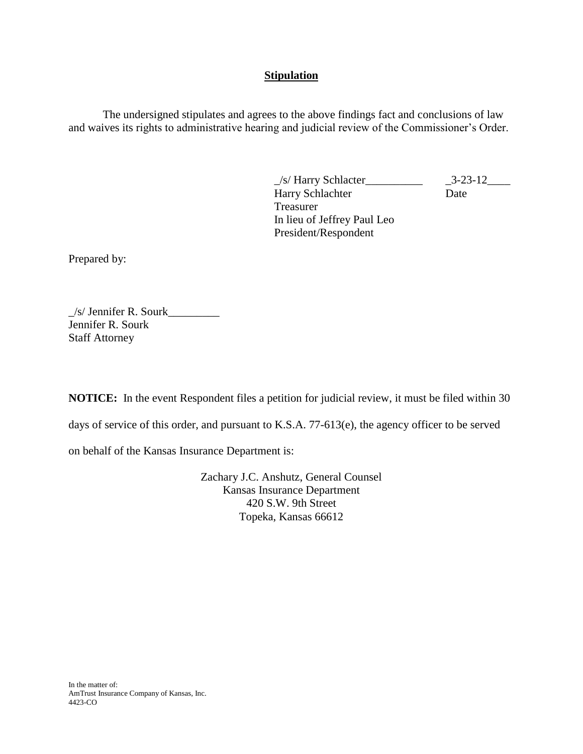## Stipulation

The undersigned stipulates and agrees to the above findings fact and conclusions of law and waives its rights to administrative hearing and judicial review of the Commissioner's Order.

_/s/ Harry Schlacter__________ _3-23-12____
Harry Schlachter Date
Treasurer
In lieu of Jeffrey Paul Leo
President/Respondent

Prepared by:

_/s/ Jennifer R. Sourk_________
Jennifer R. Sourk
Staff Attorney

**NOTICE:** In the event Respondent files a petition for judicial review, it must be filed within 30 days of service of this order, and pursuant to K.S.A. 77-613(e), the agency officer to be served on behalf of the Kansas Insurance Department is:

Zachary J.C. Anshutz, General Counsel
Kansas Insurance Department
420 S.W. 9th Street
Topeka, Kansas 66612

In the matter of:
AmTrust Insurance Company of Kansas, Inc.
4423-CO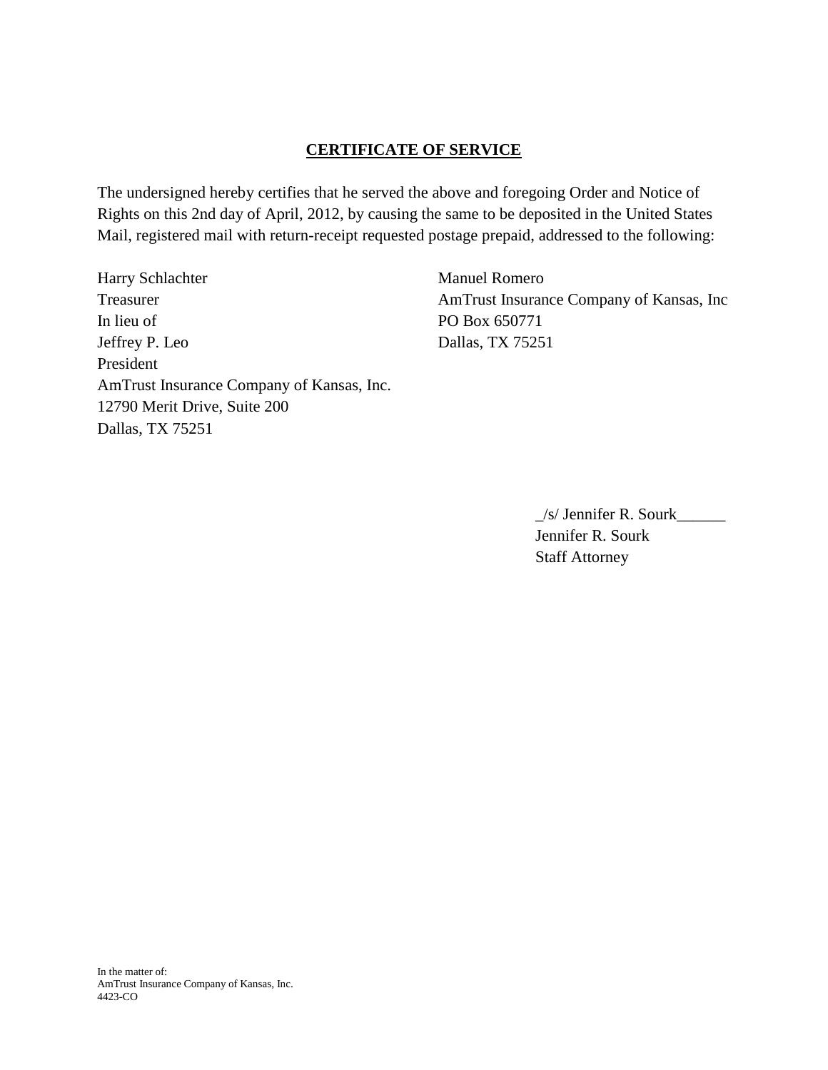## CERTIFICATE OF SERVICE

The undersigned hereby certifies that he served the above and foregoing Order and Notice of Rights on this 2nd day of April, 2012, by causing the same to be deposited in the United States Mail, registered mail with return-receipt requested postage prepaid, addressed to the following:

Harry Schlachter
Treasurer
In lieu of
Jeffrey P. Leo
President
AmTrust Insurance Company of Kansas, Inc.
12790 Merit Drive, Suite 200
Dallas, TX 75251

Manuel Romero
AmTrust Insurance Company of Kansas, Inc
PO Box 650771
Dallas, TX 75251

_/s/ Jennifer R. Sourk______
Jennifer R. Sourk
Staff Attorney

In the matter of:
AmTrust Insurance Company of Kansas, Inc.
4423-CO